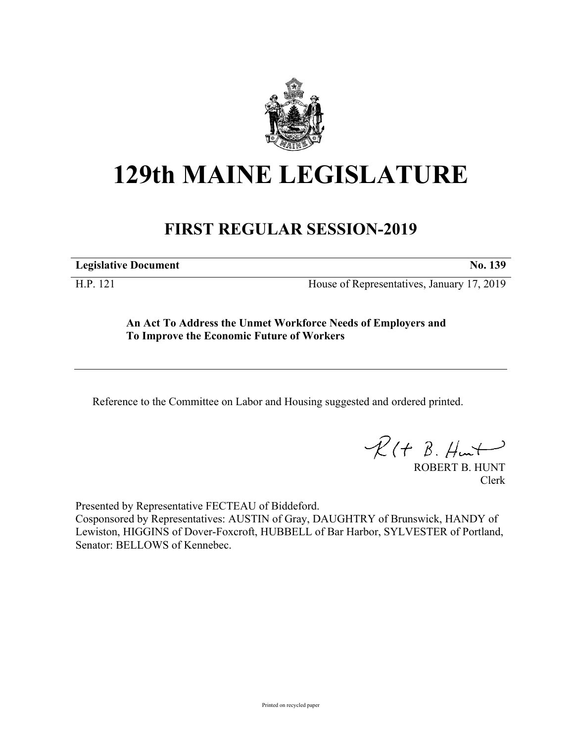# 129th MAINE LEGISLATURE

## FIRST REGULAR SESSION-2019

**Legislative Document** **No. 139**

H.P. 121 House of Representatives, January 17, 2019

**An Act To Address the Unmet Workforce Needs of Employers and To Improve the Economic Future of Workers**

Reference to the Committee on Labor and Housing suggested and ordered printed.

ROBERT B. HUNT
Clerk

Presented by Representative FECTEAU of Biddeford.
Cosponsored by Representatives: AUSTIN of Gray, DAUGHTRY of Brunswick, HANDY of Lewiston, HIGGINS of Dover-Foxcroft, HUBBELL of Bar Harbor, SYLVESTER of Portland, Senator: BELLOWS of Kennebec.

Printed on recycled paper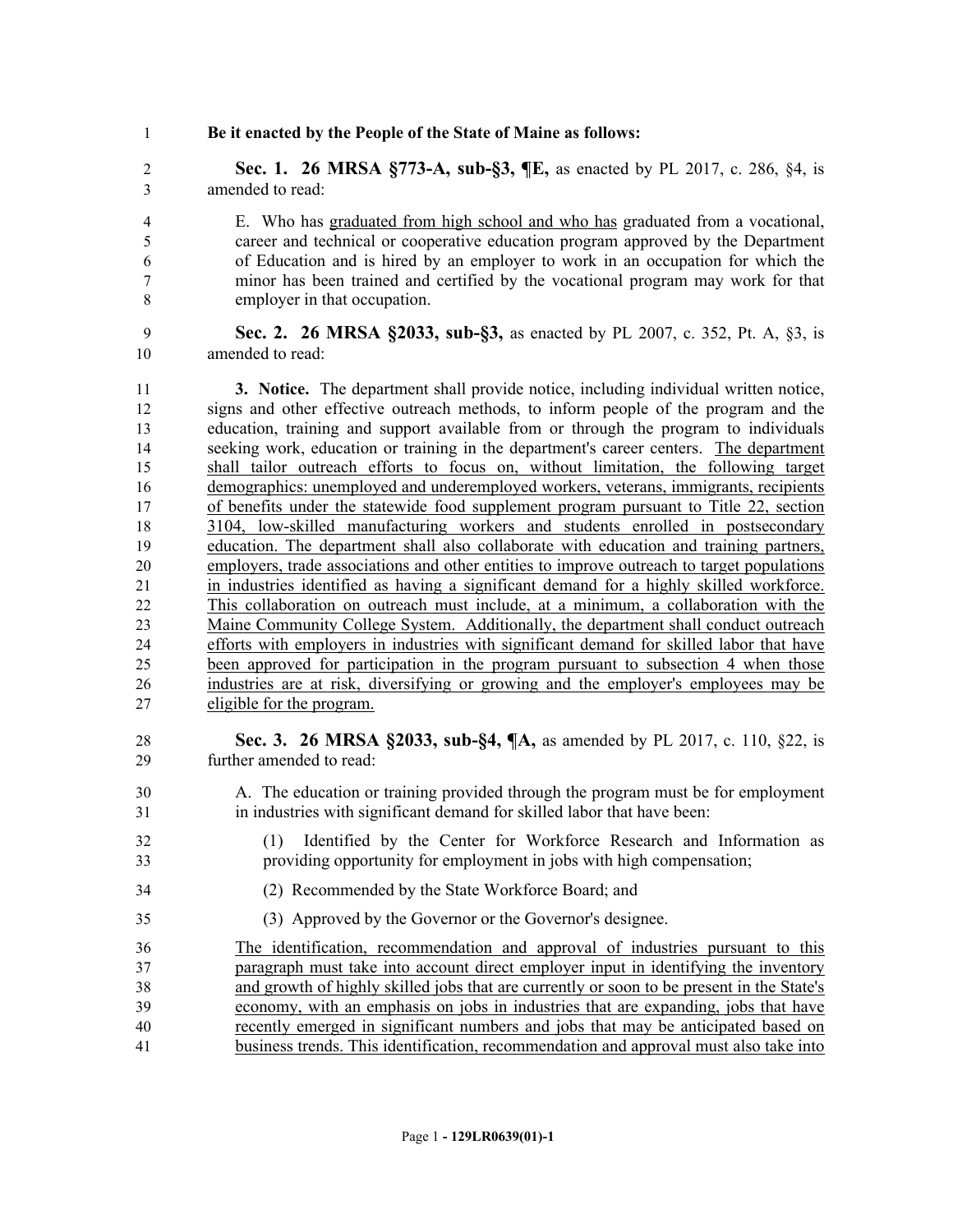**Be it enacted by the People of the State of Maine as follows:**

**Sec. 1. 26 MRSA §773-A, sub-§3, ¶E,** as enacted by PL 2017, c. 286, §4, is amended to read:

E. Who has graduated from high school and who has graduated from a vocational, career and technical or cooperative education program approved by the Department of Education and is hired by an employer to work in an occupation for which the minor has been trained and certified by the vocational program may work for that employer in that occupation.

**Sec. 2. 26 MRSA §2033, sub-§3,** as enacted by PL 2007, c. 352, Pt. A, §3, is amended to read:

**3. Notice.** The department shall provide notice, including individual written notice, signs and other effective outreach methods, to inform people of the program and the education, training and support available from or through the program to individuals seeking work, education or training in the department's career centers. The department shall tailor outreach efforts to focus on, without limitation, the following target demographics: unemployed and underemployed workers, veterans, immigrants, recipients of benefits under the statewide food supplement program pursuant to Title 22, section 3104, low-skilled manufacturing workers and students enrolled in postsecondary education. The department shall also collaborate with education and training partners, employers, trade associations and other entities to improve outreach to target populations in industries identified as having a significant demand for a highly skilled workforce. This collaboration on outreach must include, at a minimum, a collaboration with the Maine Community College System. Additionally, the department shall conduct outreach efforts with employers in industries with significant demand for skilled labor that have been approved for participation in the program pursuant to subsection 4 when those industries are at risk, diversifying or growing and the employer's employees may be eligible for the program.

**Sec. 3. 26 MRSA §2033, sub-§4, ¶A,** as amended by PL 2017, c. 110, §22, is further amended to read:

A. The education or training provided through the program must be for employment in industries with significant demand for skilled labor that have been:

(1) Identified by the Center for Workforce Research and Information as providing opportunity for employment in jobs with high compensation;

(2) Recommended by the State Workforce Board; and

(3) Approved by the Governor or the Governor's designee.

The identification, recommendation and approval of industries pursuant to this paragraph must take into account direct employer input in identifying the inventory and growth of highly skilled jobs that are currently or soon to be present in the State's economy, with an emphasis on jobs in industries that are expanding, jobs that have recently emerged in significant numbers and jobs that may be anticipated based on business trends. This identification, recommendation and approval must also take into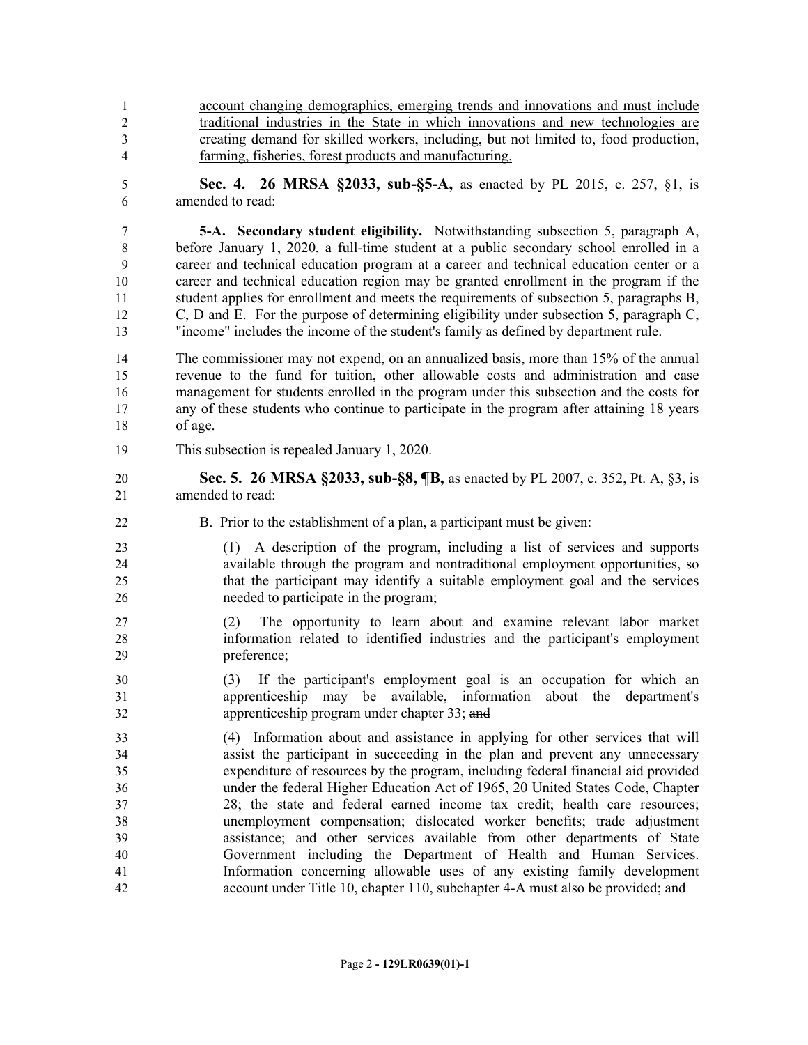account changing demographics, emerging trends and innovations and must include traditional industries in the State in which innovations and new technologies are creating demand for skilled workers, including, but not limited to, food production, farming, fisheries, forest products and manufacturing.

**Sec. 4. 26 MRSA §2033, sub-§5-A,** as enacted by PL 2015, c. 257, §1, is amended to read:

**5-A. Secondary student eligibility.** Notwithstanding subsection 5, paragraph A, ~~before January 1, 2020,~~ a full-time student at a public secondary school enrolled in a career and technical education program at a career and technical education center or a career and technical education region may be granted enrollment in the program if the student applies for enrollment and meets the requirements of subsection 5, paragraphs B, C, D and E. For the purpose of determining eligibility under subsection 5, paragraph C, "income" includes the income of the student's family as defined by department rule.

The commissioner may not expend, on an annualized basis, more than 15% of the annual revenue to the fund for tuition, other allowable costs and administration and case management for students enrolled in the program under this subsection and the costs for any of these students who continue to participate in the program after attaining 18 years of age.

~~This subsection is repealed January 1, 2020.~~

**Sec. 5. 26 MRSA §2033, sub-§8, ¶B,** as enacted by PL 2007, c. 352, Pt. A, §3, is amended to read:

B. Prior to the establishment of a plan, a participant must be given:

(1) A description of the program, including a list of services and supports available through the program and nontraditional employment opportunities, so that the participant may identify a suitable employment goal and the services needed to participate in the program;

(2) The opportunity to learn about and examine relevant labor market information related to identified industries and the participant's employment preference;

(3) If the participant's employment goal is an occupation for which an apprenticeship may be available, information about the department's apprenticeship program under chapter 33; ~~and~~

(4) Information about and assistance in applying for other services that will assist the participant in succeeding in the plan and prevent any unnecessary expenditure of resources by the program, including federal financial aid provided under the federal Higher Education Act of 1965, 20 United States Code, Chapter 28; the state and federal earned income tax credit; health care resources; unemployment compensation; dislocated worker benefits; trade adjustment assistance; and other services available from other departments of State Government including the Department of Health and Human Services. Information concerning allowable uses of any existing family development account under Title 10, chapter 110, subchapter 4-A must also be provided; and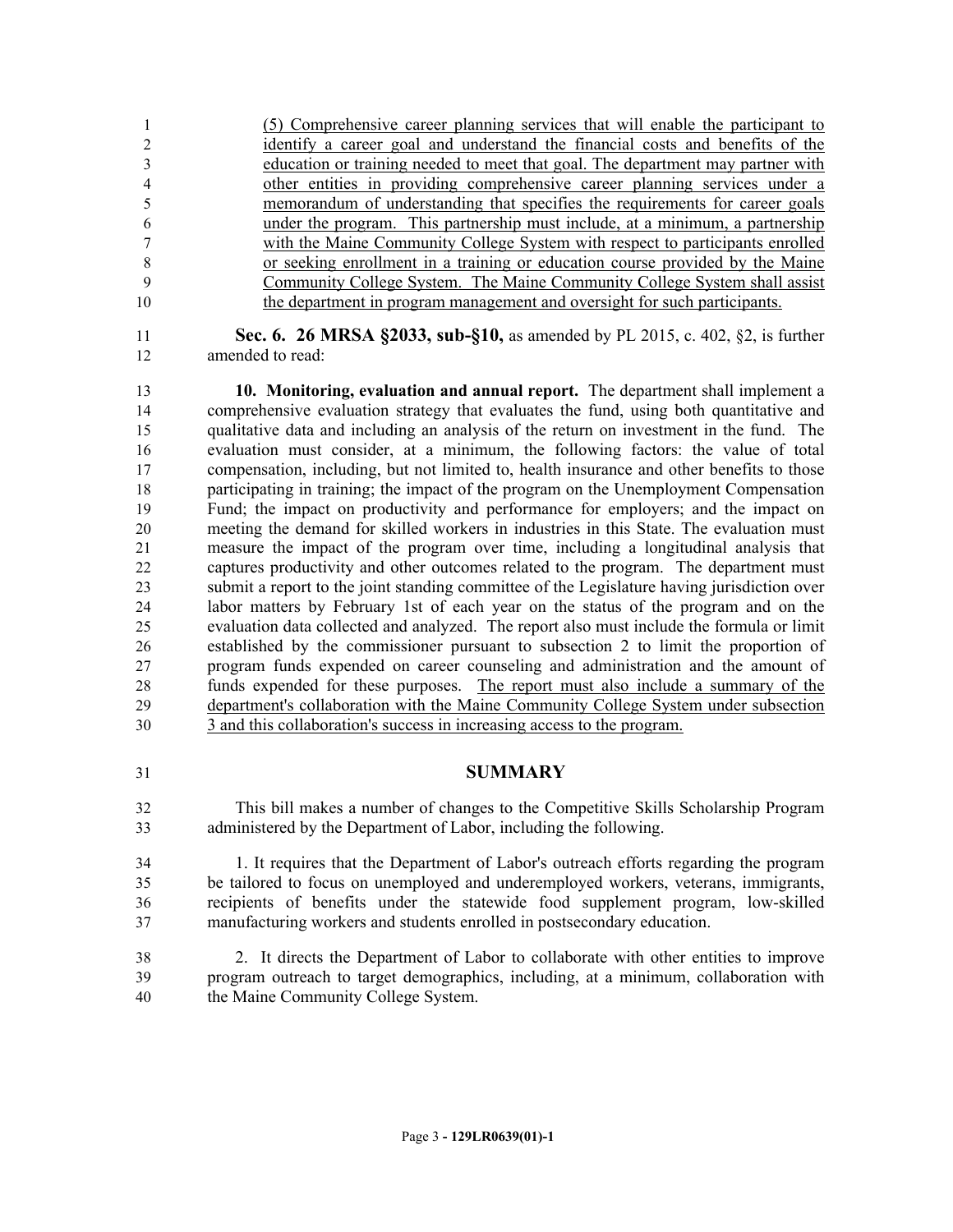(5) Comprehensive career planning services that will enable the participant to identify a career goal and understand the financial costs and benefits of the education or training needed to meet that goal. The department may partner with other entities in providing comprehensive career planning services under a memorandum of understanding that specifies the requirements for career goals under the program. This partnership must include, at a minimum, a partnership with the Maine Community College System with respect to participants enrolled or seeking enrollment in a training or education course provided by the Maine Community College System. The Maine Community College System shall assist the department in program management and oversight for such participants.

**Sec. 6. 26 MRSA §2033, sub-§10,** as amended by PL 2015, c. 402, §2, is further amended to read:

**10. Monitoring, evaluation and annual report.** The department shall implement a comprehensive evaluation strategy that evaluates the fund, using both quantitative and qualitative data and including an analysis of the return on investment in the fund. The evaluation must consider, at a minimum, the following factors: the value of total compensation, including, but not limited to, health insurance and other benefits to those participating in training; the impact of the program on the Unemployment Compensation Fund; the impact on productivity and performance for employers; and the impact on meeting the demand for skilled workers in industries in this State. The evaluation must measure the impact of the program over time, including a longitudinal analysis that captures productivity and other outcomes related to the program. The department must submit a report to the joint standing committee of the Legislature having jurisdiction over labor matters by February 1st of each year on the status of the program and on the evaluation data collected and analyzed. The report also must include the formula or limit established by the commissioner pursuant to subsection 2 to limit the proportion of program funds expended on career counseling and administration and the amount of funds expended for these purposes. The report must also include a summary of the department's collaboration with the Maine Community College System under subsection 3 and this collaboration's success in increasing access to the program.

## SUMMARY

This bill makes a number of changes to the Competitive Skills Scholarship Program administered by the Department of Labor, including the following.

1. It requires that the Department of Labor's outreach efforts regarding the program be tailored to focus on unemployed and underemployed workers, veterans, immigrants, recipients of benefits under the statewide food supplement program, low-skilled manufacturing workers and students enrolled in postsecondary education.

2. It directs the Department of Labor to collaborate with other entities to improve program outreach to target demographics, including, at a minimum, collaboration with the Maine Community College System.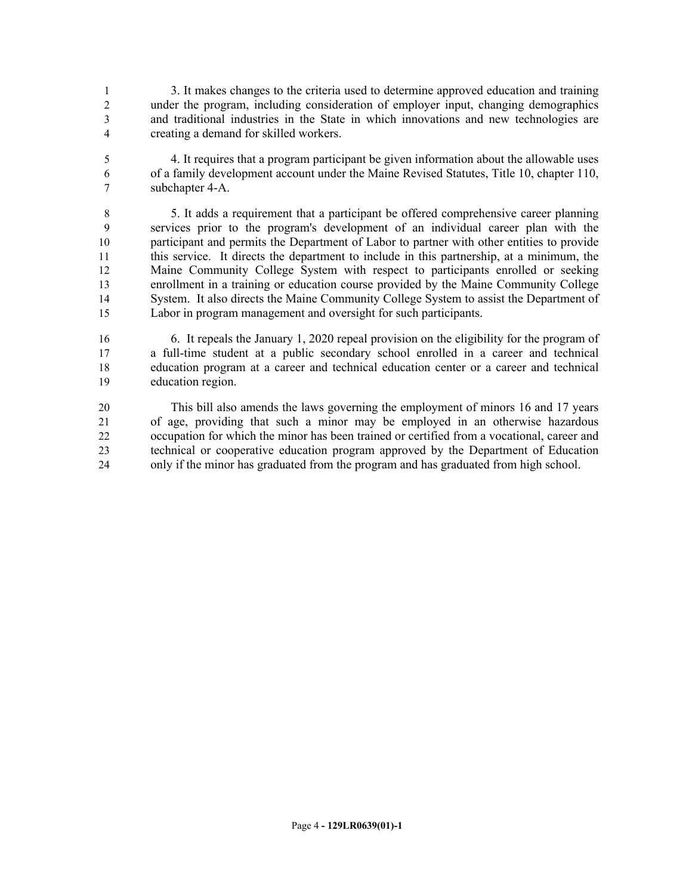3. It makes changes to the criteria used to determine approved education and training under the program, including consideration of employer input, changing demographics and traditional industries in the State in which innovations and new technologies are creating a demand for skilled workers.

4. It requires that a program participant be given information about the allowable uses of a family development account under the Maine Revised Statutes, Title 10, chapter 110, subchapter 4-A.

5. It adds a requirement that a participant be offered comprehensive career planning services prior to the program's development of an individual career plan with the participant and permits the Department of Labor to partner with other entities to provide this service. It directs the department to include in this partnership, at a minimum, the Maine Community College System with respect to participants enrolled or seeking enrollment in a training or education course provided by the Maine Community College System. It also directs the Maine Community College System to assist the Department of Labor in program management and oversight for such participants.

6. It repeals the January 1, 2020 repeal provision on the eligibility for the program of a full-time student at a public secondary school enrolled in a career and technical education program at a career and technical education center or a career and technical education region.

This bill also amends the laws governing the employment of minors 16 and 17 years of age, providing that such a minor may be employed in an otherwise hazardous occupation for which the minor has been trained or certified from a vocational, career and technical or cooperative education program approved by the Department of Education only if the minor has graduated from the program and has graduated from high school.